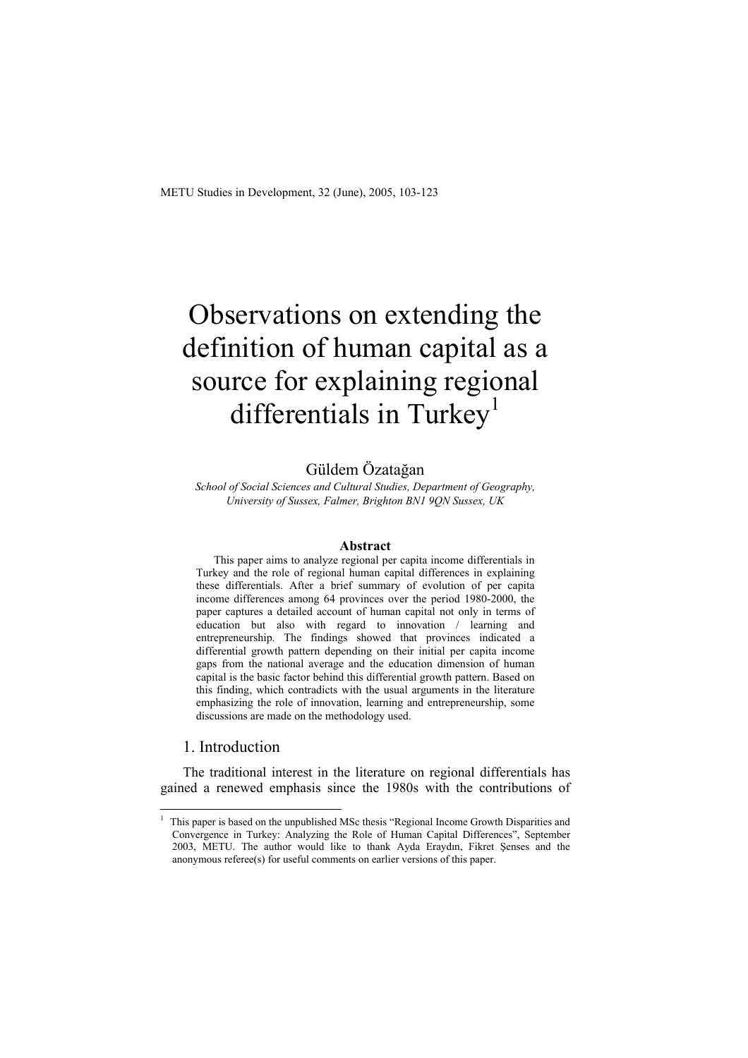# Observations on extending the definition of human capital as a source for explaining regional differentials in Turkey[1]

Güldem Özatağan

*School of Social Sciences and Cultural Studies, Department of Geography, University of Sussex, Falmer, Brighton BN1 9QN Sussex, UK*

**Abstract**

This paper aims to analyze regional per capita income differentials in Turkey and the role of regional human capital differences in explaining these differentials. After a brief summary of evolution of per capita income differences among 64 provinces over the period 1980-2000, the paper captures a detailed account of human capital not only in terms of education but also with regard to innovation / learning and entrepreneurship. The findings showed that provinces indicated a differential growth pattern depending on their initial per capita income gaps from the national average and the education dimension of human capital is the basic factor behind this differential growth pattern. Based on this finding, which contradicts with the usual arguments in the literature emphasizing the role of innovation, learning and entrepreneurship, some discussions are made on the methodology used.

## 1. Introduction

The traditional interest in the literature on regional differentials has gained a renewed emphasis since the 1980s with the contributions of

[1] This paper is based on the unpublished MSc thesis "Regional Income Growth Disparities and Convergence in Turkey: Analyzing the Role of Human Capital Differences", September 2003, METU. The author would like to thank Ayda Eraydın, Fikret Şenses and the anonymous referee(s) for useful comments on earlier versions of this paper.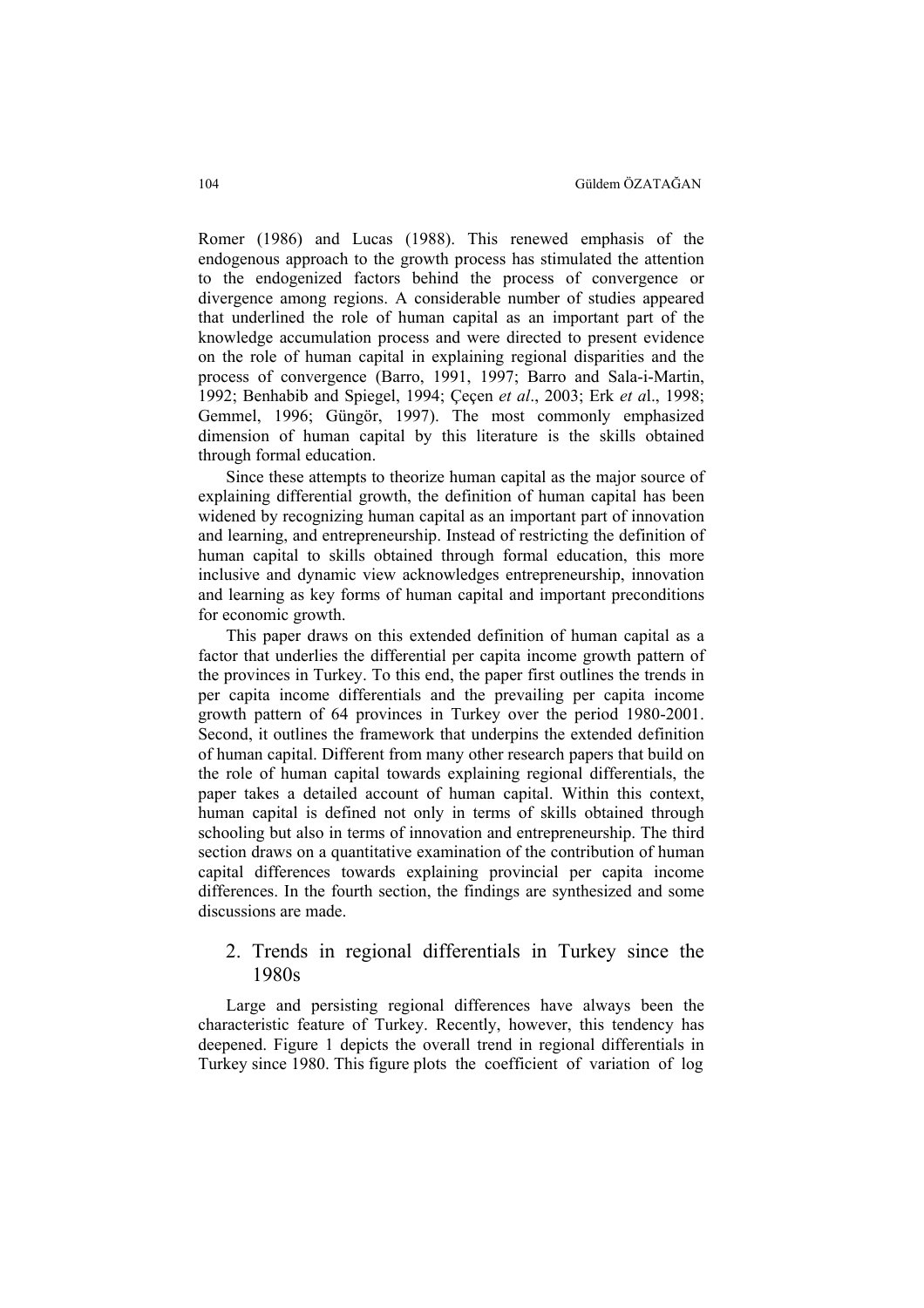Romer (1986) and Lucas (1988). This renewed emphasis of the endogenous approach to the growth process has stimulated the attention to the endogenized factors behind the process of convergence or divergence among regions. A considerable number of studies appeared that underlined the role of human capital as an important part of the knowledge accumulation process and were directed to present evidence on the role of human capital in explaining regional disparities and the process of convergence (Barro, 1991, 1997; Barro and Sala-i-Martin, 1992; Benhabib and Spiegel, 1994; Çeçen *et al*., 2003; Erk *et al*., 1998; Gemmel, 1996; Güngör, 1997). The most commonly emphasized dimension of human capital by this literature is the skills obtained through formal education.

Since these attempts to theorize human capital as the major source of explaining differential growth, the definition of human capital has been widened by recognizing human capital as an important part of innovation and learning, and entrepreneurship. Instead of restricting the definition of human capital to skills obtained through formal education, this more inclusive and dynamic view acknowledges entrepreneurship, innovation and learning as key forms of human capital and important preconditions for economic growth.

This paper draws on this extended definition of human capital as a factor that underlies the differential per capita income growth pattern of the provinces in Turkey. To this end, the paper first outlines the trends in per capita income differentials and the prevailing per capita income growth pattern of 64 provinces in Turkey over the period 1980-2001. Second, it outlines the framework that underpins the extended definition of human capital. Different from many other research papers that build on the role of human capital towards explaining regional differentials, the paper takes a detailed account of human capital. Within this context, human capital is defined not only in terms of skills obtained through schooling but also in terms of innovation and entrepreneurship. The third section draws on a quantitative examination of the contribution of human capital differences towards explaining provincial per capita income differences. In the fourth section, the findings are synthesized and some discussions are made.

## 2. Trends in regional differentials in Turkey since the 1980s

Large and persisting regional differences have always been the characteristic feature of Turkey. Recently, however, this tendency has deepened. Figure 1 depicts the overall trend in regional differentials in Turkey since 1980. This figure plots the coefficient of variation of log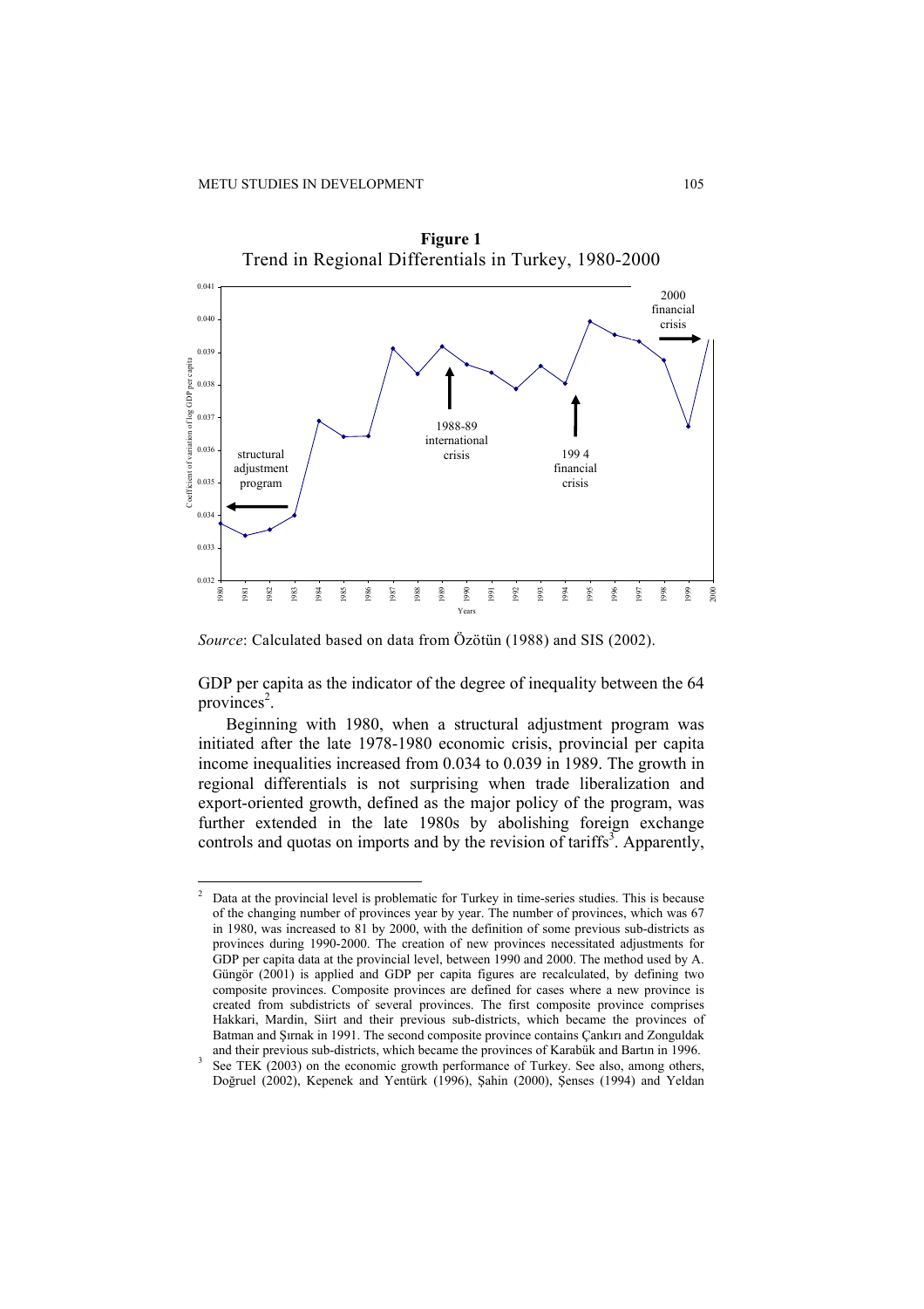**Figure 1**
Trend in Regional Differentials in Turkey, 1980-2000

*Source*: Calculated based on data from Özötün (1988) and SIS (2002).

GDP per capita as the indicator of the degree of inequality between the 64 provinces[2].

Beginning with 1980, when a structural adjustment program was initiated after the late 1978-1980 economic crisis, provincial per capita income inequalities increased from 0.034 to 0.039 in 1989. The growth in regional differentials is not surprising when trade liberalization and export-oriented growth, defined as the major policy of the program, was further extended in the late 1980s by abolishing foreign exchange controls and quotas on imports and by the revision of tariffs[3]. Apparently,

[2] Data at the provincial level is problematic for Turkey in time-series studies. This is because of the changing number of provinces year by year. The number of provinces, which was 67 in 1980, was increased to 81 by 2000, with the definition of some previous sub-districts as provinces during 1990-2000. The creation of new provinces necessitated adjustments for GDP per capita data at the provincial level, between 1990 and 2000. The method used by A. Güngör (2001) is applied and GDP per capita figures are recalculated, by defining two composite provinces. Composite provinces are defined for cases where a new province is created from subdistricts of several provinces. The first composite province comprises Hakkari, Mardin, Siirt and their previous sub-districts, which became the provinces of Batman and Şırnak in 1991. The second composite province contains Çankırı and Zonguldak and their previous sub-districts, which became the provinces of Karabük and Bartın in 1996.

[3] See TEK (2003) on the economic growth performance of Turkey. See also, among others, Doğruel (2002), Kepenek and Yentürk (1996), Şahin (2000), Şenses (1994) and Yeldan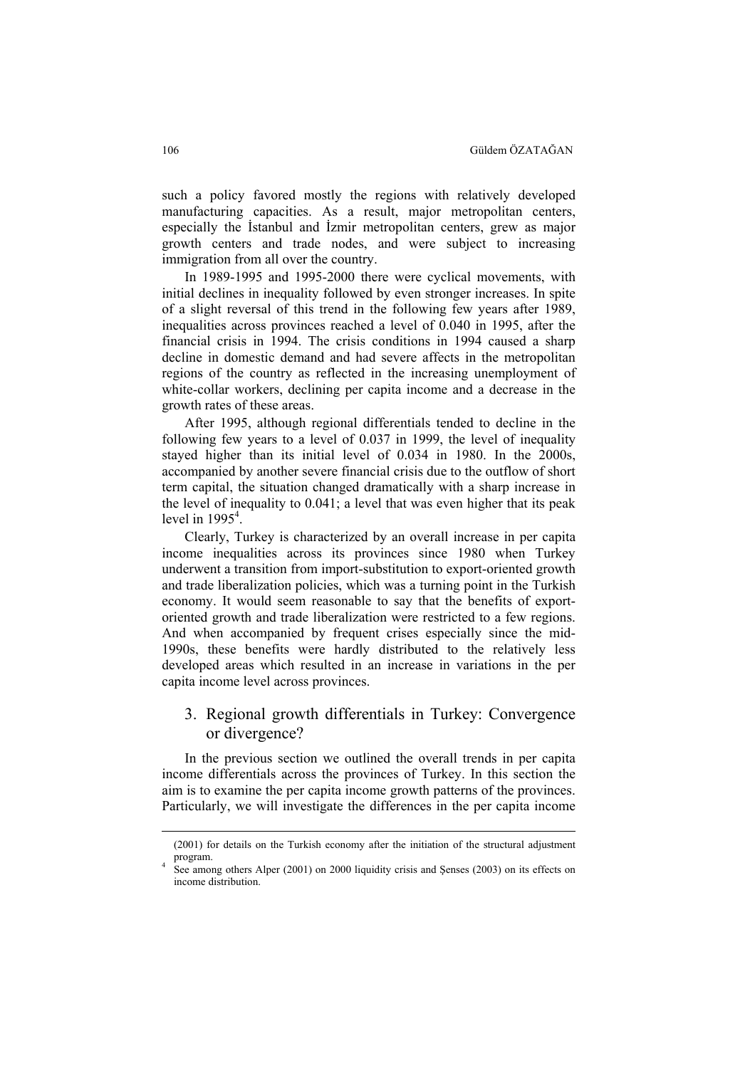such a policy favored mostly the regions with relatively developed manufacturing capacities. As a result, major metropolitan centers, especially the İstanbul and İzmir metropolitan centers, grew as major growth centers and trade nodes, and were subject to increasing immigration from all over the country.

In 1989-1995 and 1995-2000 there were cyclical movements, with initial declines in inequality followed by even stronger increases. In spite of a slight reversal of this trend in the following few years after 1989, inequalities across provinces reached a level of 0.040 in 1995, after the financial crisis in 1994. The crisis conditions in 1994 caused a sharp decline in domestic demand and had severe affects in the metropolitan regions of the country as reflected in the increasing unemployment of white-collar workers, declining per capita income and a decrease in the growth rates of these areas.

After 1995, although regional differentials tended to decline in the following few years to a level of 0.037 in 1999, the level of inequality stayed higher than its initial level of 0.034 in 1980. In the 2000s, accompanied by another severe financial crisis due to the outflow of short term capital, the situation changed dramatically with a sharp increase in the level of inequality to 0.041; a level that was even higher that its peak level in 1995[4].

Clearly, Turkey is characterized by an overall increase in per capita income inequalities across its provinces since 1980 when Turkey underwent a transition from import-substitution to export-oriented growth and trade liberalization policies, which was a turning point in the Turkish economy. It would seem reasonable to say that the benefits of export-oriented growth and trade liberalization were restricted to a few regions. And when accompanied by frequent crises especially since the mid-1990s, these benefits were hardly distributed to the relatively less developed areas which resulted in an increase in variations in the per capita income level across provinces.

## 3. Regional growth differentials in Turkey: Convergence or divergence?

In the previous section we outlined the overall trends in per capita income differentials across the provinces of Turkey. In this section the aim is to examine the per capita income growth patterns of the provinces. Particularly, we will investigate the differences in the per capita income

(2001) for details on the Turkish economy after the initiation of the structural adjustment program.

[4] See among others Alper (2001) on 2000 liquidity crisis and Şenses (2003) on its effects on income distribution.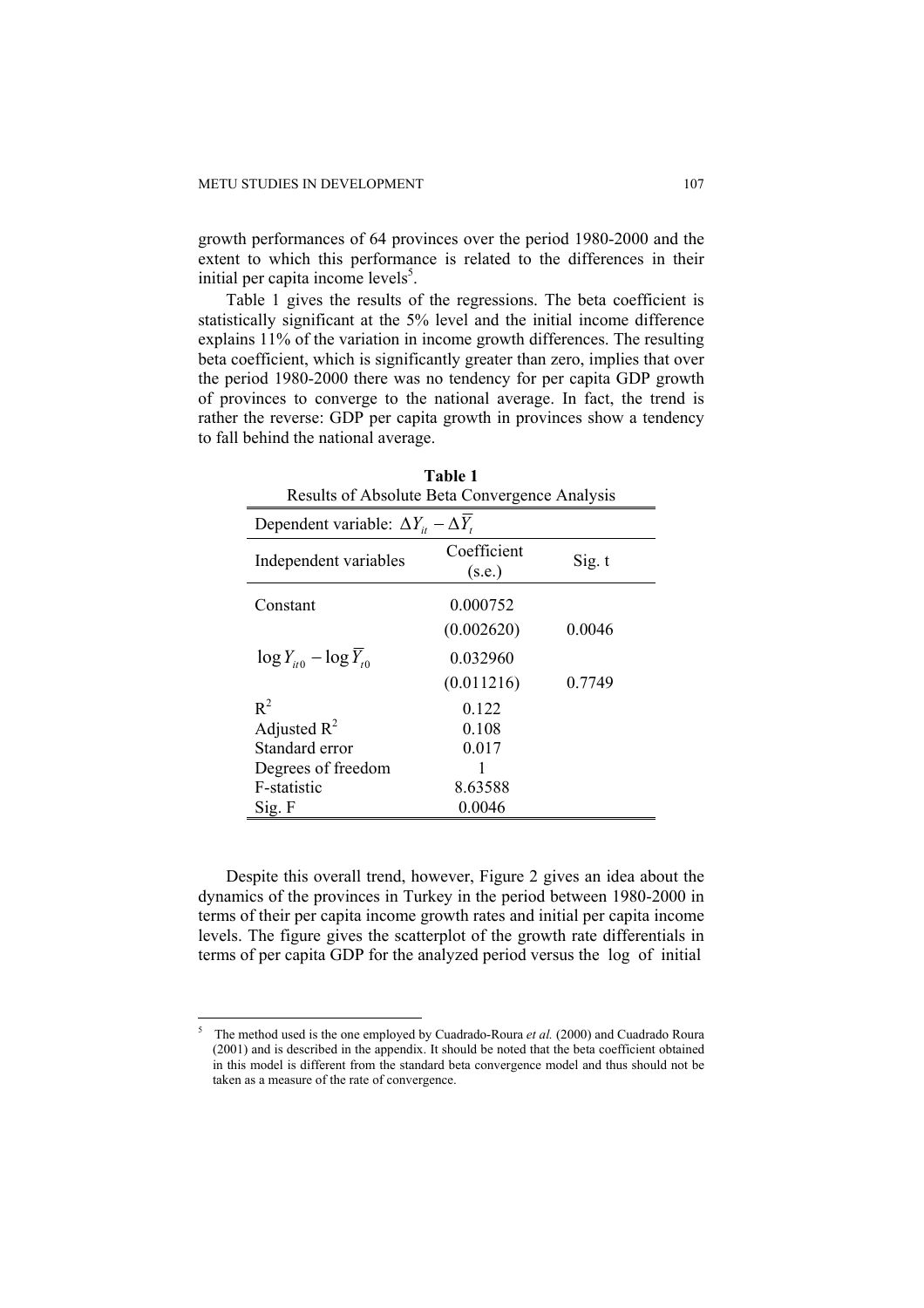growth performances of 64 provinces over the period 1980-2000 and the extent to which this performance is related to the differences in their initial per capita income levels[5].

Table 1 gives the results of the regressions. The beta coefficient is statistically significant at the 5% level and the initial income difference explains 11% of the variation in income growth differences. The resulting beta coefficient, which is significantly greater than zero, implies that over the period 1980-2000 there was no tendency for per capita GDP growth of provinces to converge to the national average. In fact, the trend is rather the reverse: GDP per capita growth in provinces show a tendency to fall behind the national average.

**Table 1**
Results of Absolute Beta Convergence Analysis

| Dependent variable: $\Delta Y_{it} - \Delta \overline{Y}_t$ | | |
|---|---|---|
| Independent variables | Coefficient (s.e.) | Sig. t |
| Constant | 0.000752 | |
| | (0.002620) | 0.0046 |
| $\log Y_{it0} - \log \overline{Y}_{t0}$ | 0.032960 | |
| | (0.011216) | 0.7749 |
| $R^2$ | 0.122 | |
| Adjusted $R^2$ | 0.108 | |
| Standard error | 0.017 | |
| Degrees of freedom | 1 | |
| F-statistic | 8.63588 | |
| Sig. F | 0.0046 | |

Despite this overall trend, however, Figure 2 gives an idea about the dynamics of the provinces in Turkey in the period between 1980-2000 in terms of their per capita income growth rates and initial per capita income levels. The figure gives the scatterplot of the growth rate differentials in terms of per capita GDP for the analyzed period versus the log of initial

[5] The method used is the one employed by Cuadrado-Roura *et al.* (2000) and Cuadrado Roura (2001) and is described in the appendix. It should be noted that the beta coefficient obtained in this model is different from the standard beta convergence model and thus should not be taken as a measure of the rate of convergence.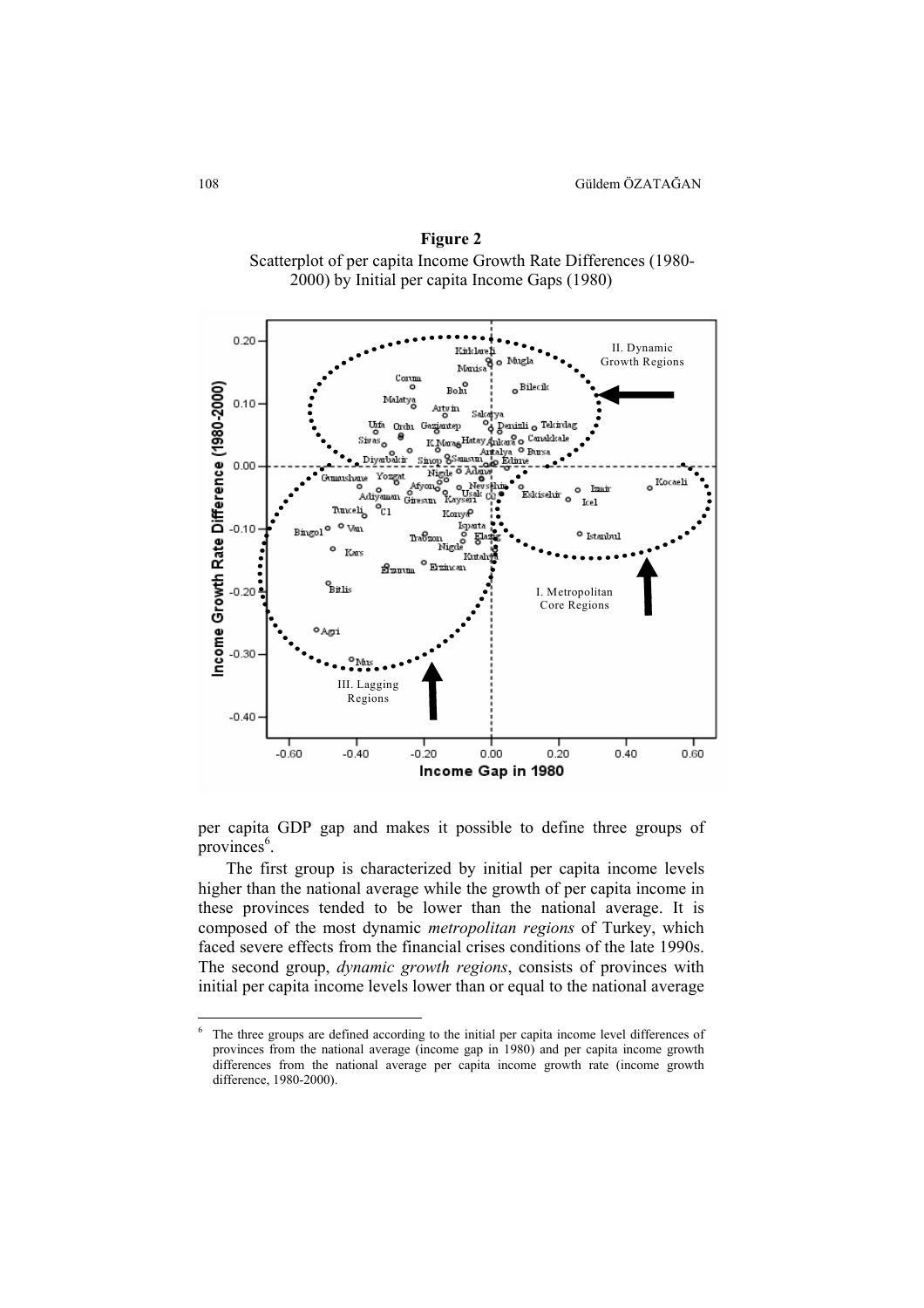**Figure 2**

Scatterplot of per capita Income Growth Rate Differences (1980-2000) by Initial per capita Income Gaps (1980)

per capita GDP gap and makes it possible to define three groups of provinces[6].

The first group is characterized by initial per capita income levels higher than the national average while the growth of per capita income in these provinces tended to be lower than the national average. It is composed of the most dynamic *metropolitan regions* of Turkey, which faced severe effects from the financial crises conditions of the late 1990s. The second group, *dynamic growth regions*, consists of provinces with initial per capita income levels lower than or equal to the national average

---

[6] The three groups are defined according to the initial per capita income level differences of provinces from the national average (income gap in 1980) and per capita income growth differences from the national average per capita income growth rate (income growth difference, 1980-2000).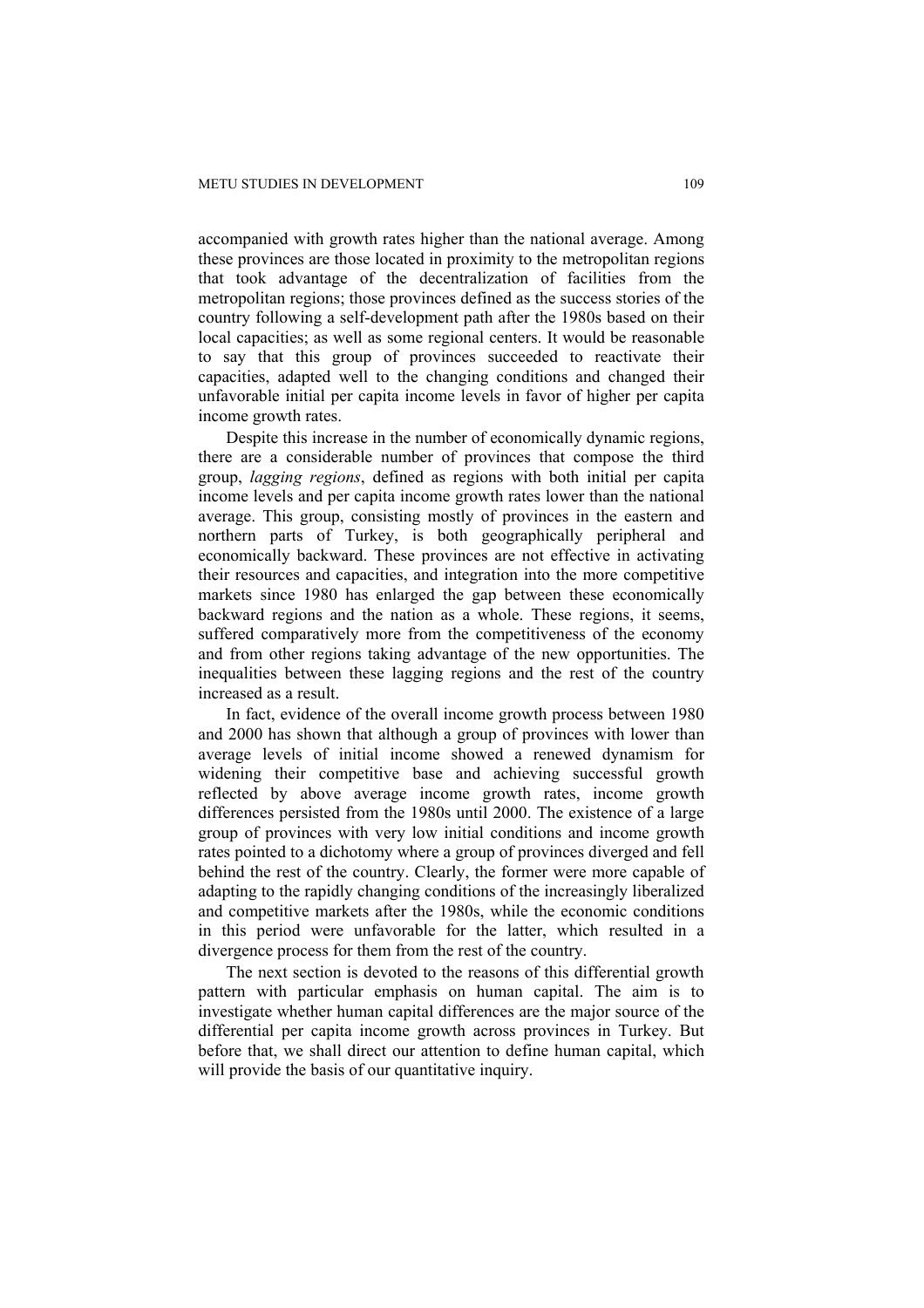accompanied with growth rates higher than the national average. Among these provinces are those located in proximity to the metropolitan regions that took advantage of the decentralization of facilities from the metropolitan regions; those provinces defined as the success stories of the country following a self-development path after the 1980s based on their local capacities; as well as some regional centers. It would be reasonable to say that this group of provinces succeeded to reactivate their capacities, adapted well to the changing conditions and changed their unfavorable initial per capita income levels in favor of higher per capita income growth rates.

Despite this increase in the number of economically dynamic regions, there are a considerable number of provinces that compose the third group, *lagging regions*, defined as regions with both initial per capita income levels and per capita income growth rates lower than the national average. This group, consisting mostly of provinces in the eastern and northern parts of Turkey, is both geographically peripheral and economically backward. These provinces are not effective in activating their resources and capacities, and integration into the more competitive markets since 1980 has enlarged the gap between these economically backward regions and the nation as a whole. These regions, it seems, suffered comparatively more from the competitiveness of the economy and from other regions taking advantage of the new opportunities. The inequalities between these lagging regions and the rest of the country increased as a result.

In fact, evidence of the overall income growth process between 1980 and 2000 has shown that although a group of provinces with lower than average levels of initial income showed a renewed dynamism for widening their competitive base and achieving successful growth reflected by above average income growth rates, income growth differences persisted from the 1980s until 2000. The existence of a large group of provinces with very low initial conditions and income growth rates pointed to a dichotomy where a group of provinces diverged and fell behind the rest of the country. Clearly, the former were more capable of adapting to the rapidly changing conditions of the increasingly liberalized and competitive markets after the 1980s, while the economic conditions in this period were unfavorable for the latter, which resulted in a divergence process for them from the rest of the country.

The next section is devoted to the reasons of this differential growth pattern with particular emphasis on human capital. The aim is to investigate whether human capital differences are the major source of the differential per capita income growth across provinces in Turkey. But before that, we shall direct our attention to define human capital, which will provide the basis of our quantitative inquiry.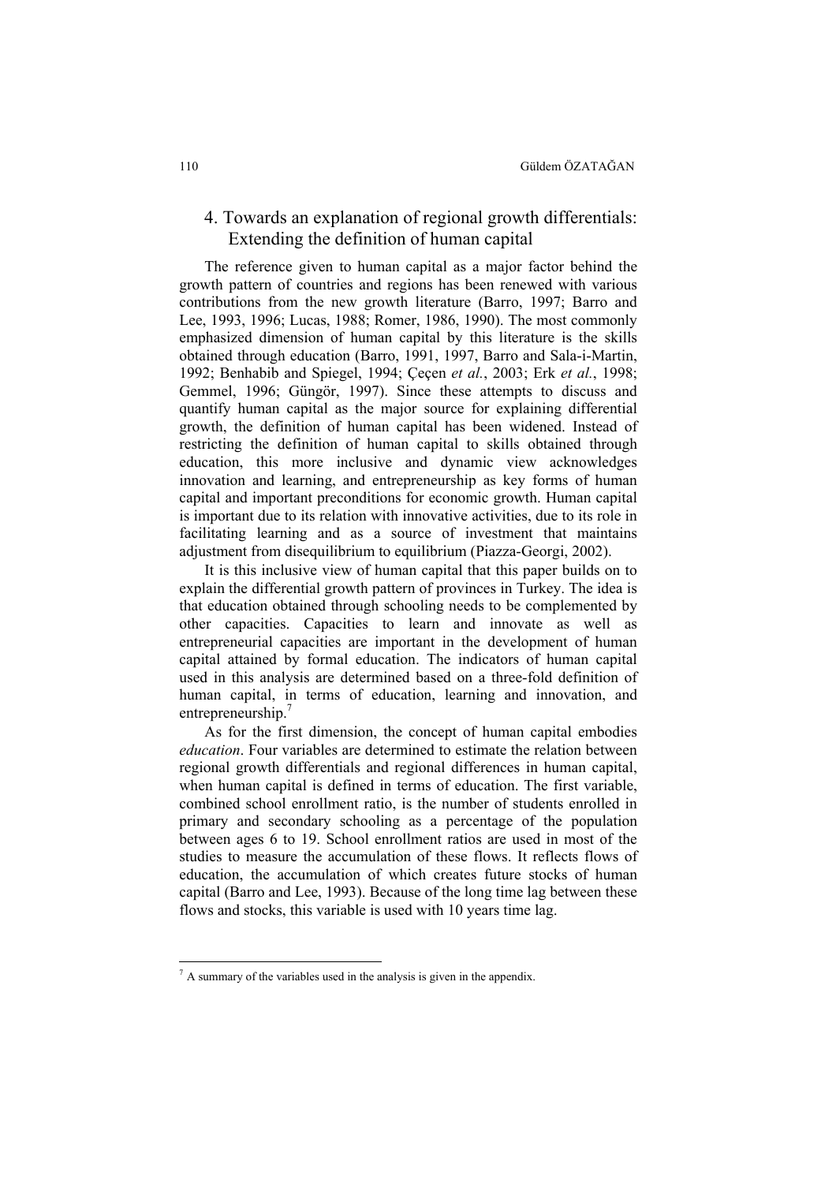## 4. Towards an explanation of regional growth differentials: Extending the definition of human capital

The reference given to human capital as a major factor behind the growth pattern of countries and regions has been renewed with various contributions from the new growth literature (Barro, 1997; Barro and Lee, 1993, 1996; Lucas, 1988; Romer, 1986, 1990). The most commonly emphasized dimension of human capital by this literature is the skills obtained through education (Barro, 1991, 1997, Barro and Sala-i-Martin, 1992; Benhabib and Spiegel, 1994; Çeçen *et al.*, 2003; Erk *et al.*, 1998; Gemmel, 1996; Güngör, 1997). Since these attempts to discuss and quantify human capital as the major source for explaining differential growth, the definition of human capital has been widened. Instead of restricting the definition of human capital to skills obtained through education, this more inclusive and dynamic view acknowledges innovation and learning, and entrepreneurship as key forms of human capital and important preconditions for economic growth. Human capital is important due to its relation with innovative activities, due to its role in facilitating learning and as a source of investment that maintains adjustment from disequilibrium to equilibrium (Piazza-Georgi, 2002).

It is this inclusive view of human capital that this paper builds on to explain the differential growth pattern of provinces in Turkey. The idea is that education obtained through schooling needs to be complemented by other capacities. Capacities to learn and innovate as well as entrepreneurial capacities are important in the development of human capital attained by formal education. The indicators of human capital used in this analysis are determined based on a three-fold definition of human capital, in terms of education, learning and innovation, and entrepreneurship.[7]

As for the first dimension, the concept of human capital embodies *education*. Four variables are determined to estimate the relation between regional growth differentials and regional differences in human capital, when human capital is defined in terms of education. The first variable, combined school enrollment ratio, is the number of students enrolled in primary and secondary schooling as a percentage of the population between ages 6 to 19. School enrollment ratios are used in most of the studies to measure the accumulation of these flows. It reflects flows of education, the accumulation of which creates future stocks of human capital (Barro and Lee, 1993). Because of the long time lag between these flows and stocks, this variable is used with 10 years time lag.

[7] A summary of the variables used in the analysis is given in the appendix.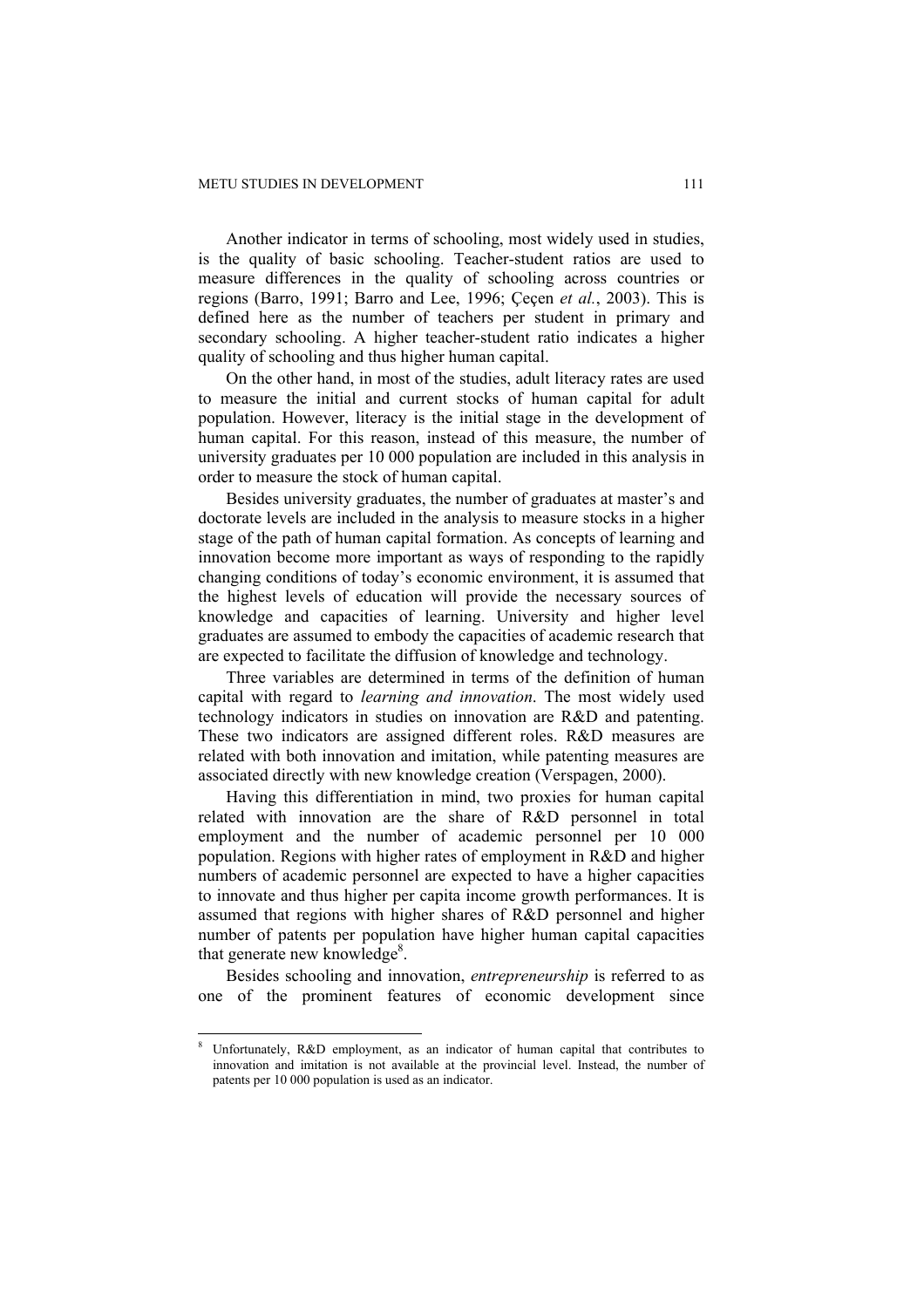Another indicator in terms of schooling, most widely used in studies, is the quality of basic schooling. Teacher-student ratios are used to measure differences in the quality of schooling across countries or regions (Barro, 1991; Barro and Lee, 1996; Çeçen *et al.*, 2003). This is defined here as the number of teachers per student in primary and secondary schooling. A higher teacher-student ratio indicates a higher quality of schooling and thus higher human capital.

On the other hand, in most of the studies, adult literacy rates are used to measure the initial and current stocks of human capital for adult population. However, literacy is the initial stage in the development of human capital. For this reason, instead of this measure, the number of university graduates per 10 000 population are included in this analysis in order to measure the stock of human capital.

Besides university graduates, the number of graduates at master's and doctorate levels are included in the analysis to measure stocks in a higher stage of the path of human capital formation. As concepts of learning and innovation become more important as ways of responding to the rapidly changing conditions of today's economic environment, it is assumed that the highest levels of education will provide the necessary sources of knowledge and capacities of learning. University and higher level graduates are assumed to embody the capacities of academic research that are expected to facilitate the diffusion of knowledge and technology.

Three variables are determined in terms of the definition of human capital with regard to *learning and innovation*. The most widely used technology indicators in studies on innovation are R&D and patenting. These two indicators are assigned different roles. R&D measures are related with both innovation and imitation, while patenting measures are associated directly with new knowledge creation (Verspagen, 2000).

Having this differentiation in mind, two proxies for human capital related with innovation are the share of R&D personnel in total employment and the number of academic personnel per 10 000 population. Regions with higher rates of employment in R&D and higher numbers of academic personnel are expected to have a higher capacities to innovate and thus higher per capita income growth performances. It is assumed that regions with higher shares of R&D personnel and higher number of patents per population have higher human capital capacities that generate new knowledge[8].

Besides schooling and innovation, *entrepreneurship* is referred to as one of the prominent features of economic development since

---

[8] Unfortunately, R&D employment, as an indicator of human capital that contributes to innovation and imitation is not available at the provincial level. Instead, the number of patents per 10 000 population is used as an indicator.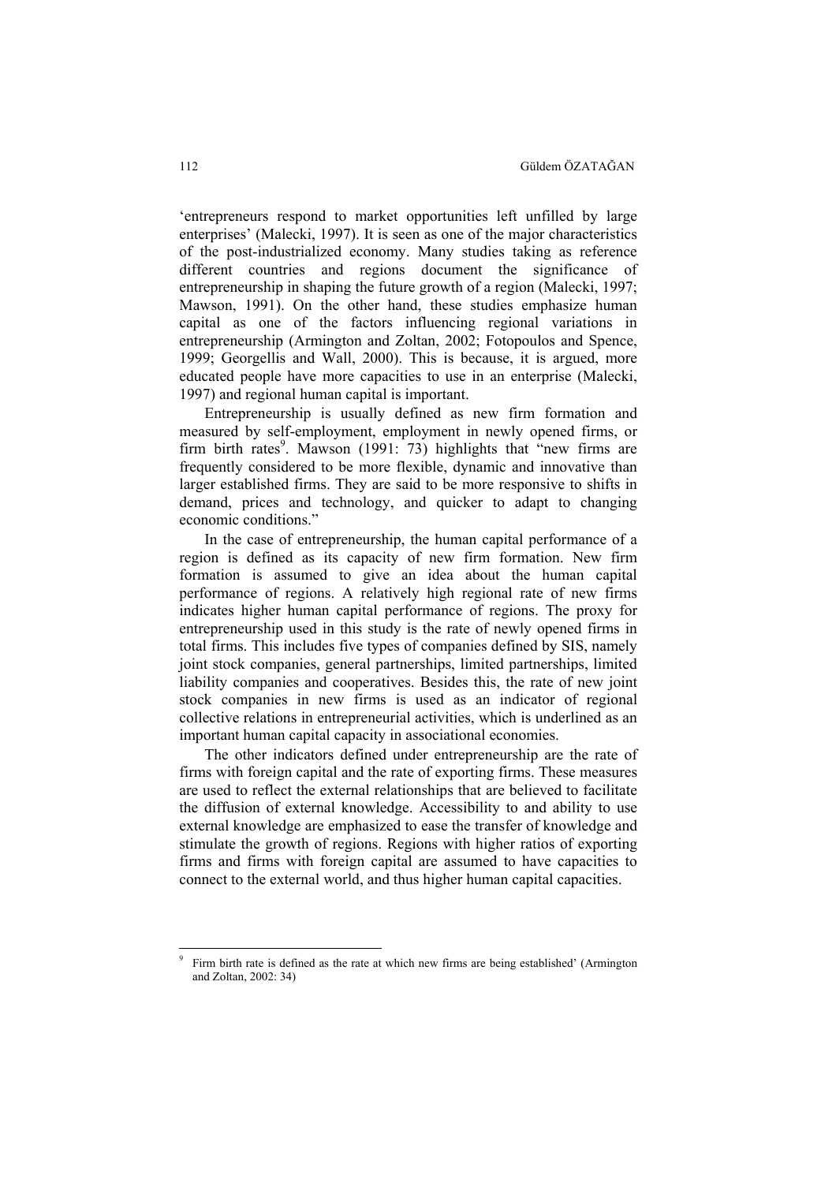'entrepreneurs respond to market opportunities left unfilled by large enterprises' (Malecki, 1997). It is seen as one of the major characteristics of the post-industrialized economy. Many studies taking as reference different countries and regions document the significance of entrepreneurship in shaping the future growth of a region (Malecki, 1997; Mawson, 1991). On the other hand, these studies emphasize human capital as one of the factors influencing regional variations in entrepreneurship (Armington and Zoltan, 2002; Fotopoulos and Spence, 1999; Georgellis and Wall, 2000). This is because, it is argued, more educated people have more capacities to use in an enterprise (Malecki, 1997) and regional human capital is important.

Entrepreneurship is usually defined as new firm formation and measured by self-employment, employment in newly opened firms, or firm birth rates[9]. Mawson (1991: 73) highlights that "new firms are frequently considered to be more flexible, dynamic and innovative than larger established firms. They are said to be more responsive to shifts in demand, prices and technology, and quicker to adapt to changing economic conditions."

In the case of entrepreneurship, the human capital performance of a region is defined as its capacity of new firm formation. New firm formation is assumed to give an idea about the human capital performance of regions. A relatively high regional rate of new firms indicates higher human capital performance of regions. The proxy for entrepreneurship used in this study is the rate of newly opened firms in total firms. This includes five types of companies defined by SIS, namely joint stock companies, general partnerships, limited partnerships, limited liability companies and cooperatives. Besides this, the rate of new joint stock companies in new firms is used as an indicator of regional collective relations in entrepreneurial activities, which is underlined as an important human capital capacity in associational economies.

The other indicators defined under entrepreneurship are the rate of firms with foreign capital and the rate of exporting firms. These measures are used to reflect the external relationships that are believed to facilitate the diffusion of external knowledge. Accessibility to and ability to use external knowledge are emphasized to ease the transfer of knowledge and stimulate the growth of regions. Regions with higher ratios of exporting firms and firms with foreign capital are assumed to have capacities to connect to the external world, and thus higher human capital capacities.

---

[9] Firm birth rate is defined as the rate at which new firms are being established' (Armington and Zoltan, 2002: 34)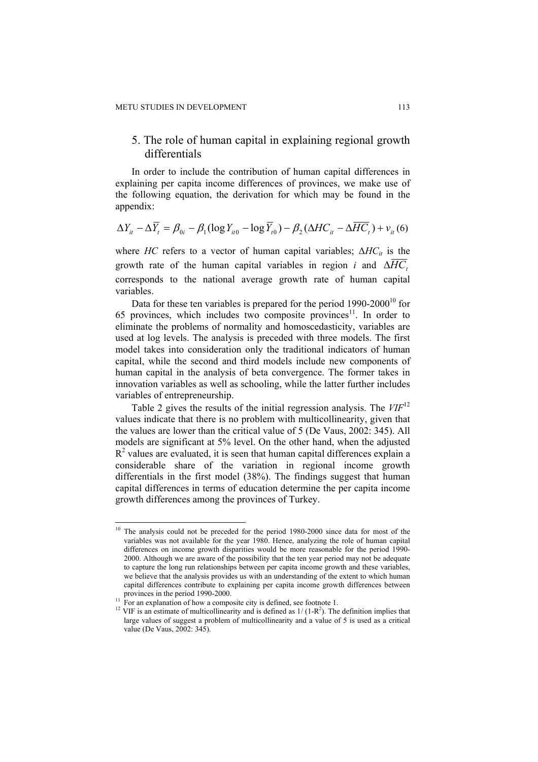## 5. The role of human capital in explaining regional growth differentials

In order to include the contribution of human capital differences in explaining per capita income differences of provinces, we make use of the following equation, the derivation for which may be found in the appendix:

$$\Delta Y_{it} - \Delta \overline{Y}_t = \beta_{0i} - \beta_1(\log Y_{it0} - \log \overline{Y}_{t0}) - \beta_2(\Delta HC_{it} - \Delta \overline{HC}_t) + v_{it} \quad (6)$$

where *HC* refers to a vector of human capital variables; $\Delta HC_{it}$ is the growth rate of the human capital variables in region *i* and $\Delta \overline{HC}_t$ corresponds to the national average growth rate of human capital variables.

Data for these ten variables is prepared for the period 1990-2000[10] for 65 provinces, which includes two composite provinces[11]. In order to eliminate the problems of normality and homoscedasticity, variables are used at log levels. The analysis is preceded with three models. The first model takes into consideration only the traditional indicators of human capital, while the second and third models include new components of human capital in the analysis of beta convergence. The former takes in innovation variables as well as schooling, while the latter further includes variables of entrepreneurship.

Table 2 gives the results of the initial regression analysis. The *VIF*[12] values indicate that there is no problem with multicollinearity, given that the values are lower than the critical value of 5 (De Vaus, 2002: 345). All models are significant at 5% level. On the other hand, when the adjusted $R^2$ values are evaluated, it is seen that human capital differences explain a considerable share of the variation in regional income growth differentials in the first model (38%). The findings suggest that human capital differences in terms of education determine the per capita income growth differences among the provinces of Turkey.

---

[10] The analysis could not be preceded for the period 1980-2000 since data for most of the variables was not available for the year 1980. Hence, analyzing the role of human capital differences on income growth disparities would be more reasonable for the period 1990-2000. Although we are aware of the possibility that the ten year period may not be adequate to capture the long run relationships between per capita income growth and these variables, we believe that the analysis provides us with an understanding of the extent to which human capital differences contribute to explaining per capita income growth differences between provinces in the period 1990-2000.

[11] For an explanation of how a composite city is defined, see footnote 1.

[12] VIF is an estimate of multicollinearity and is defined as $1/(1-R^2)$. The definition implies that large values of suggest a problem of multicollinearity and a value of 5 is used as a critical value (De Vaus, 2002: 345).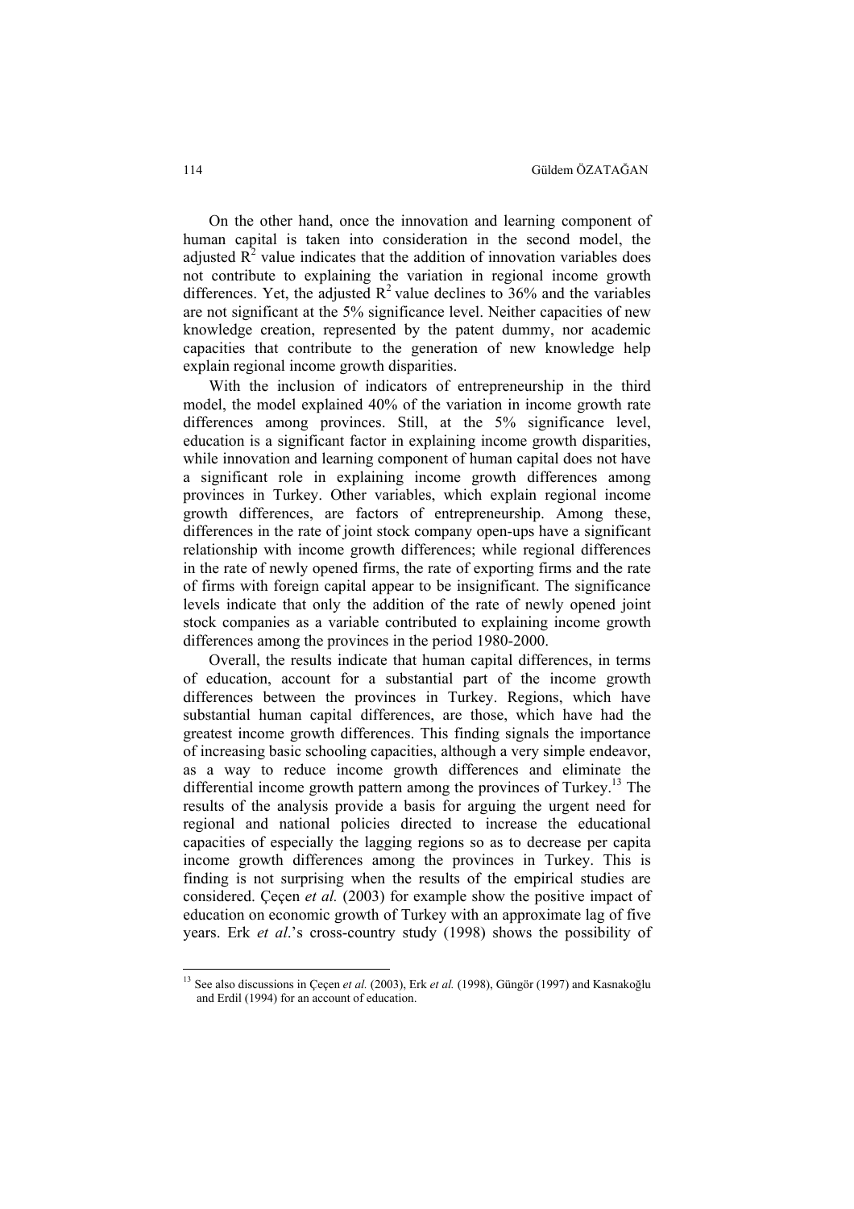On the other hand, once the innovation and learning component of human capital is taken into consideration in the second model, the adjusted $R^2$ value indicates that the addition of innovation variables does not contribute to explaining the variation in regional income growth differences. Yet, the adjusted $R^2$ value declines to 36% and the variables are not significant at the 5% significance level. Neither capacities of new knowledge creation, represented by the patent dummy, nor academic capacities that contribute to the generation of new knowledge help explain regional income growth disparities.

With the inclusion of indicators of entrepreneurship in the third model, the model explained 40% of the variation in income growth rate differences among provinces. Still, at the 5% significance level, education is a significant factor in explaining income growth disparities, while innovation and learning component of human capital does not have a significant role in explaining income growth differences among provinces in Turkey. Other variables, which explain regional income growth differences, are factors of entrepreneurship. Among these, differences in the rate of joint stock company open-ups have a significant relationship with income growth differences; while regional differences in the rate of newly opened firms, the rate of exporting firms and the rate of firms with foreign capital appear to be insignificant. The significance levels indicate that only the addition of the rate of newly opened joint stock companies as a variable contributed to explaining income growth differences among the provinces in the period 1980-2000.

Overall, the results indicate that human capital differences, in terms of education, account for a substantial part of the income growth differences between the provinces in Turkey. Regions, which have substantial human capital differences, are those, which have had the greatest income growth differences. This finding signals the importance of increasing basic schooling capacities, although a very simple endeavor, as a way to reduce income growth differences and eliminate the differential income growth pattern among the provinces of Turkey.[13] The results of the analysis provide a basis for arguing the urgent need for regional and national policies directed to increase the educational capacities of especially the lagging regions so as to decrease per capita income growth differences among the provinces in Turkey. This is finding is not surprising when the results of the empirical studies are considered. Çeçen *et al.* (2003) for example show the positive impact of education on economic growth of Turkey with an approximate lag of five years. Erk *et al*.'s cross-country study (1998) shows the possibility of

---

[13] See also discussions in Çeçen *et al.* (2003), Erk *et al.* (1998), Güngör (1997) and Kasnakoğlu and Erdil (1994) for an account of education.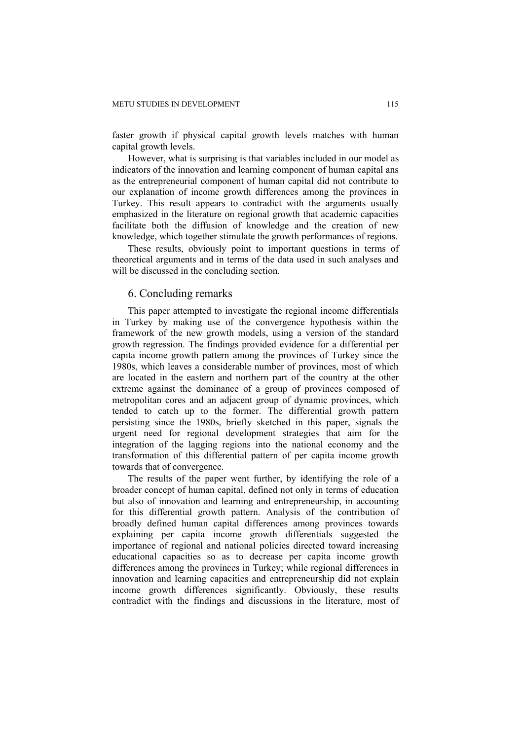faster growth if physical capital growth levels matches with human capital growth levels.

However, what is surprising is that variables included in our model as indicators of the innovation and learning component of human capital ans as the entrepreneurial component of human capital did not contribute to our explanation of income growth differences among the provinces in Turkey. This result appears to contradict with the arguments usually emphasized in the literature on regional growth that academic capacities facilitate both the diffusion of knowledge and the creation of new knowledge, which together stimulate the growth performances of regions.

These results, obviously point to important questions in terms of theoretical arguments and in terms of the data used in such analyses and will be discussed in the concluding section.

## 6. Concluding remarks

This paper attempted to investigate the regional income differentials in Turkey by making use of the convergence hypothesis within the framework of the new growth models, using a version of the standard growth regression. The findings provided evidence for a differential per capita income growth pattern among the provinces of Turkey since the 1980s, which leaves a considerable number of provinces, most of which are located in the eastern and northern part of the country at the other extreme against the dominance of a group of provinces composed of metropolitan cores and an adjacent group of dynamic provinces, which tended to catch up to the former. The differential growth pattern persisting since the 1980s, briefly sketched in this paper, signals the urgent need for regional development strategies that aim for the integration of the lagging regions into the national economy and the transformation of this differential pattern of per capita income growth towards that of convergence.

The results of the paper went further, by identifying the role of a broader concept of human capital, defined not only in terms of education but also of innovation and learning and entrepreneurship, in accounting for this differential growth pattern. Analysis of the contribution of broadly defined human capital differences among provinces towards explaining per capita income growth differentials suggested the importance of regional and national policies directed toward increasing educational capacities so as to decrease per capita income growth differences among the provinces in Turkey; while regional differences in innovation and learning capacities and entrepreneurship did not explain income growth differences significantly. Obviously, these results contradict with the findings and discussions in the literature, most of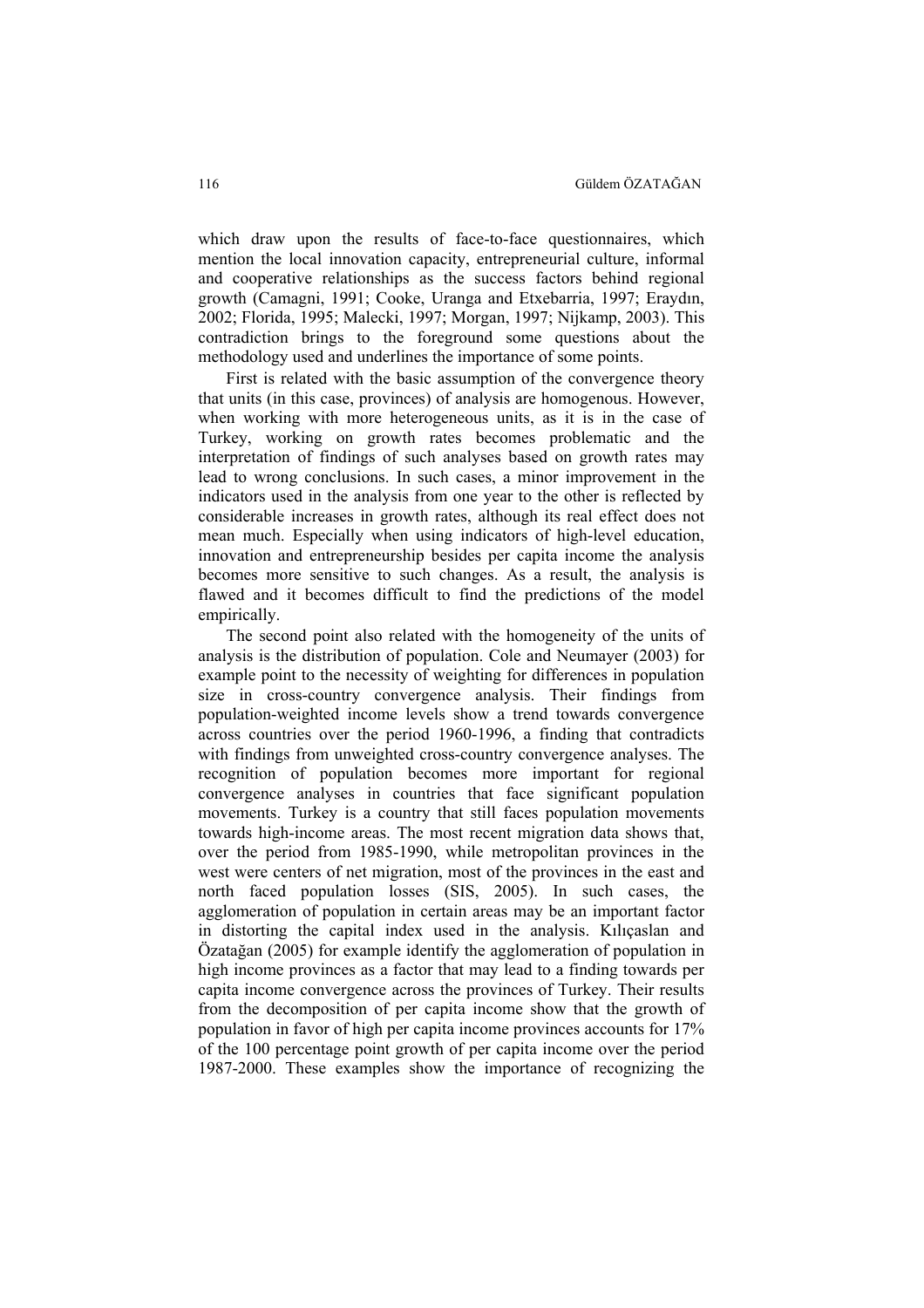which draw upon the results of face-to-face questionnaires, which mention the local innovation capacity, entrepreneurial culture, informal and cooperative relationships as the success factors behind regional growth (Camagni, 1991; Cooke, Uranga and Etxebarria, 1997; Eraydın, 2002; Florida, 1995; Malecki, 1997; Morgan, 1997; Nijkamp, 2003). This contradiction brings to the foreground some questions about the methodology used and underlines the importance of some points.

First is related with the basic assumption of the convergence theory that units (in this case, provinces) of analysis are homogenous. However, when working with more heterogeneous units, as it is in the case of Turkey, working on growth rates becomes problematic and the interpretation of findings of such analyses based on growth rates may lead to wrong conclusions. In such cases, a minor improvement in the indicators used in the analysis from one year to the other is reflected by considerable increases in growth rates, although its real effect does not mean much. Especially when using indicators of high-level education, innovation and entrepreneurship besides per capita income the analysis becomes more sensitive to such changes. As a result, the analysis is flawed and it becomes difficult to find the predictions of the model empirically.

The second point also related with the homogeneity of the units of analysis is the distribution of population. Cole and Neumayer (2003) for example point to the necessity of weighting for differences in population size in cross-country convergence analysis. Their findings from population-weighted income levels show a trend towards convergence across countries over the period 1960-1996, a finding that contradicts with findings from unweighted cross-country convergence analyses. The recognition of population becomes more important for regional convergence analyses in countries that face significant population movements. Turkey is a country that still faces population movements towards high-income areas. The most recent migration data shows that, over the period from 1985-1990, while metropolitan provinces in the west were centers of net migration, most of the provinces in the east and north faced population losses (SIS, 2005). In such cases, the agglomeration of population in certain areas may be an important factor in distorting the capital index used in the analysis. Kılıçaslan and Özatağan (2005) for example identify the agglomeration of population in high income provinces as a factor that may lead to a finding towards per capita income convergence across the provinces of Turkey. Their results from the decomposition of per capita income show that the growth of population in favor of high per capita income provinces accounts for 17% of the 100 percentage point growth of per capita income over the period 1987-2000. These examples show the importance of recognizing the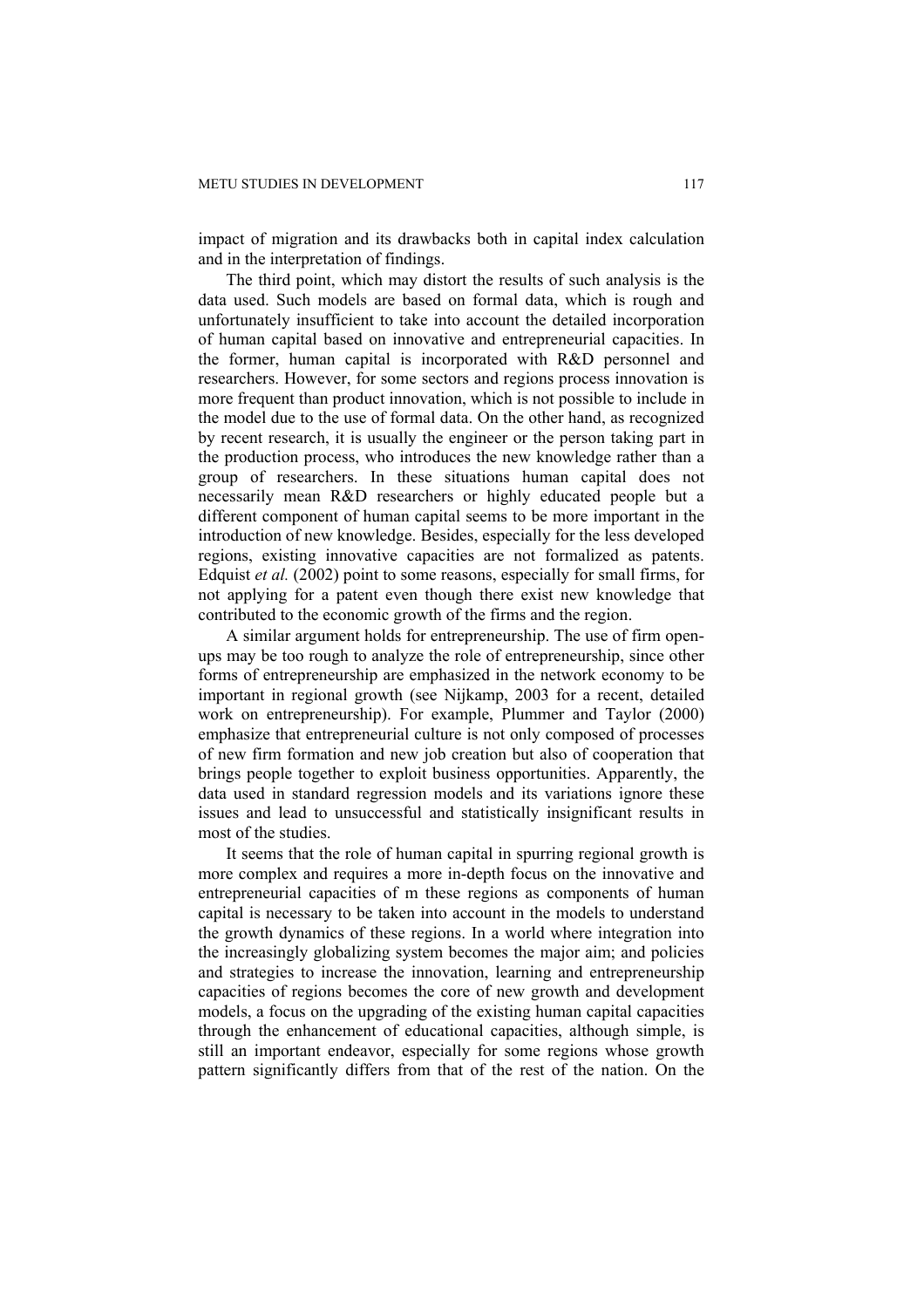impact of migration and its drawbacks both in capital index calculation and in the interpretation of findings.

The third point, which may distort the results of such analysis is the data used. Such models are based on formal data, which is rough and unfortunately insufficient to take into account the detailed incorporation of human capital based on innovative and entrepreneurial capacities. In the former, human capital is incorporated with R&D personnel and researchers. However, for some sectors and regions process innovation is more frequent than product innovation, which is not possible to include in the model due to the use of formal data. On the other hand, as recognized by recent research, it is usually the engineer or the person taking part in the production process, who introduces the new knowledge rather than a group of researchers. In these situations human capital does not necessarily mean R&D researchers or highly educated people but a different component of human capital seems to be more important in the introduction of new knowledge. Besides, especially for the less developed regions, existing innovative capacities are not formalized as patents. Edquist *et al.* (2002) point to some reasons, especially for small firms, for not applying for a patent even though there exist new knowledge that contributed to the economic growth of the firms and the region.

A similar argument holds for entrepreneurship. The use of firm open-ups may be too rough to analyze the role of entrepreneurship, since other forms of entrepreneurship are emphasized in the network economy to be important in regional growth (see Nijkamp, 2003 for a recent, detailed work on entrepreneurship). For example, Plummer and Taylor (2000) emphasize that entrepreneurial culture is not only composed of processes of new firm formation and new job creation but also of cooperation that brings people together to exploit business opportunities. Apparently, the data used in standard regression models and its variations ignore these issues and lead to unsuccessful and statistically insignificant results in most of the studies.

It seems that the role of human capital in spurring regional growth is more complex and requires a more in-depth focus on the innovative and entrepreneurial capacities of m these regions as components of human capital is necessary to be taken into account in the models to understand the growth dynamics of these regions. In a world where integration into the increasingly globalizing system becomes the major aim; and policies and strategies to increase the innovation, learning and entrepreneurship capacities of regions becomes the core of new growth and development models, a focus on the upgrading of the existing human capital capacities through the enhancement of educational capacities, although simple, is still an important endeavor, especially for some regions whose growth pattern significantly differs from that of the rest of the nation. On the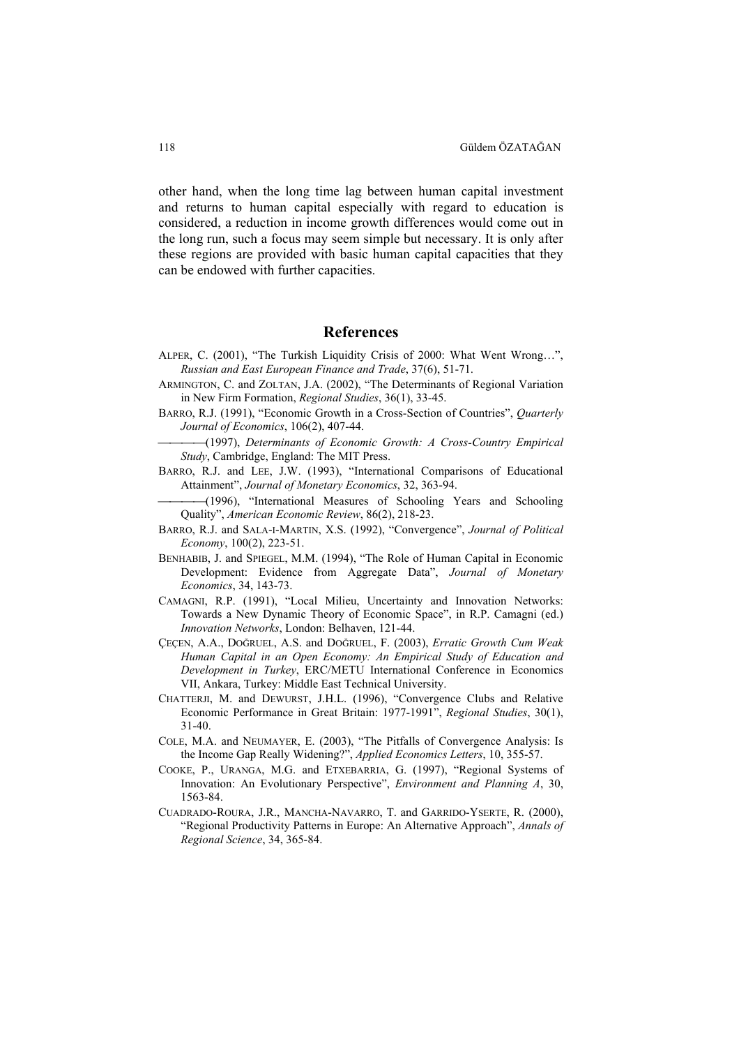other hand, when the long time lag between human capital investment and returns to human capital especially with regard to education is considered, a reduction in income growth differences would come out in the long run, such a focus may seem simple but necessary. It is only after these regions are provided with basic human capital capacities that they can be endowed with further capacities.

## References

ALPER, C. (2001), "The Turkish Liquidity Crisis of 2000: What Went Wrong…", *Russian and East European Finance and Trade*, 37(6), 51-71.

ARMINGTON, C. and ZOLTAN, J.A. (2002), "The Determinants of Regional Variation in New Firm Formation, *Regional Studies*, 36(1), 33-45.

BARRO, R.J. (1991), "Economic Growth in a Cross-Section of Countries", *Quarterly Journal of Economics*, 106(2), 407-44.

———(1997), *Determinants of Economic Growth: A Cross-Country Empirical Study*, Cambridge, England: The MIT Press.

BARRO, R.J. and LEE, J.W. (1993), "International Comparisons of Educational Attainment", *Journal of Monetary Economics*, 32, 363-94.

———(1996), "International Measures of Schooling Years and Schooling Quality", *American Economic Review*, 86(2), 218-23.

BARRO, R.J. and SALA-I-MARTIN, X.S. (1992), "Convergence", *Journal of Political Economy*, 100(2), 223-51.

BENHABIB, J. and SPIEGEL, M.M. (1994), "The Role of Human Capital in Economic Development: Evidence from Aggregate Data", *Journal of Monetary Economics*, 34, 143-73.

CAMAGNI, R.P. (1991), "Local Milieu, Uncertainty and Innovation Networks: Towards a New Dynamic Theory of Economic Space", in R.P. Camagni (ed.) *Innovation Networks*, London: Belhaven, 121-44.

ÇEÇEN, A.A., DOĞRUEL, A.S. and DOĞRUEL, F. (2003), *Erratic Growth Cum Weak Human Capital in an Open Economy: An Empirical Study of Education and Development in Turkey*, ERC/METU International Conference in Economics VII, Ankara, Turkey: Middle East Technical University.

CHATTERJI, M. and DEWURST, J.H.L. (1996), "Convergence Clubs and Relative Economic Performance in Great Britain: 1977-1991", *Regional Studies*, 30(1), 31-40.

COLE, M.A. and NEUMAYER, E. (2003), "The Pitfalls of Convergence Analysis: Is the Income Gap Really Widening?", *Applied Economics Letters*, 10, 355-57.

COOKE, P., URANGA, M.G. and ETXEBARRIA, G. (1997), "Regional Systems of Innovation: An Evolutionary Perspective", *Environment and Planning A*, 30, 1563-84.

CUADRADO-ROURA, J.R., MANCHA-NAVARRO, T. and GARRIDO-YSERTE, R. (2000), "Regional Productivity Patterns in Europe: An Alternative Approach", *Annals of Regional Science*, 34, 365-84.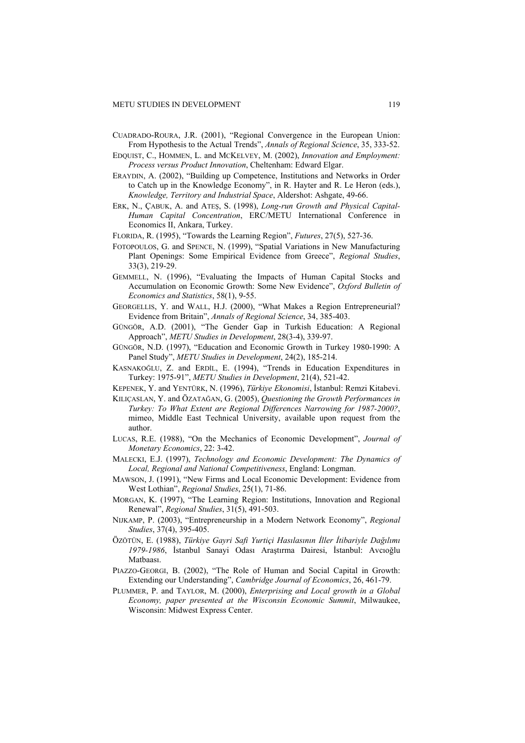CUADRADO-ROURA, J.R. (2001), "Regional Convergence in the European Union: From Hypothesis to the Actual Trends", *Annals of Regional Science*, 35, 333-52.

EDQUIST, C., HOMMEN, L. and MCKELVEY, M. (2002), *Innovation and Employment: Process versus Product Innovation*, Cheltenham: Edward Elgar.

ERAYDIN, A. (2002), "Building up Competence, Institutions and Networks in Order to Catch up in the Knowledge Economy", in R. Hayter and R. Le Heron (eds.), *Knowledge, Territory and Industrial Space*, Aldershot: Ashgate, 49-66.

ERK, N., ÇABUK, A. and ATEŞ, S. (1998), *Long-run Growth and Physical Capital-Human Capital Concentration*, ERC/METU International Conference in Economics II, Ankara, Turkey.

FLORIDA, R. (1995), "Towards the Learning Region", *Futures*, 27(5), 527-36.

FOTOPOULOS, G. and SPENCE, N. (1999), "Spatial Variations in New Manufacturing Plant Openings: Some Empirical Evidence from Greece", *Regional Studies*, 33(3), 219-29.

GEMMELL, N. (1996), "Evaluating the Impacts of Human Capital Stocks and Accumulation on Economic Growth: Some New Evidence", *Oxford Bulletin of Economics and Statistics*, 58(1), 9-55.

GEORGELLIS, Y. and WALL, H.J. (2000), "What Makes a Region Entrepreneurial? Evidence from Britain", *Annals of Regional Science*, 34, 385-403.

GÜNGÖR, A.D. (2001), "The Gender Gap in Turkish Education: A Regional Approach", *METU Studies in Development*, 28(3-4), 339-97.

GÜNGÖR, N.D. (1997), "Education and Economic Growth in Turkey 1980-1990: A Panel Study", *METU Studies in Development*, 24(2), 185-214.

KASNAKOĞLU, Z. and ERDİL, E. (1994), "Trends in Education Expenditures in Turkey: 1975-91", *METU Studies in Development*, 21(4), 521-42.

KEPENEK, Y. and YENTÜRK, N. (1996), *Türkiye Ekonomisi*, İstanbul: Remzi Kitabevi.

KILIÇASLAN, Y. and ÖZATAĞAN, G. (2005), *Questioning the Growth Performances in Turkey: To What Extent are Regional Differences Narrowing for 1987-2000?*, mimeo, Middle East Technical University, available upon request from the author.

LUCAS, R.E. (1988), "On the Mechanics of Economic Development", *Journal of Monetary Economics*, 22: 3-42.

MALECKI, E.J. (1997), *Technology and Economic Development: The Dynamics of Local, Regional and National Competitiveness*, England: Longman.

MAWSON, J. (1991), "New Firms and Local Economic Development: Evidence from West Lothian", *Regional Studies*, 25(1), 71-86.

MORGAN, K. (1997), "The Learning Region: Institutions, Innovation and Regional Renewal", *Regional Studies*, 31(5), 491-503.

NIJKAMP, P. (2003), "Entrepreneurship in a Modern Network Economy", *Regional Studies*, 37(4), 395-405.

ÖZÖTÜN, E. (1988), *Türkiye Gayri Safi Yurtiçi Hasılasının İller İtibariyle Dağılımı 1979-1986*, İstanbul Sanayi Odası Araştırma Dairesi, İstanbul: Avcıoğlu Matbaası.

PIAZZO-GEORGI, B. (2002), "The Role of Human and Social Capital in Growth: Extending our Understanding", *Cambridge Journal of Economics*, 26, 461-79.

PLUMMER, P. and TAYLOR, M. (2000), *Enterprising and Local growth in a Global Economy, paper presented at the Wisconsin Economic Summit*, Milwaukee, Wisconsin: Midwest Express Center.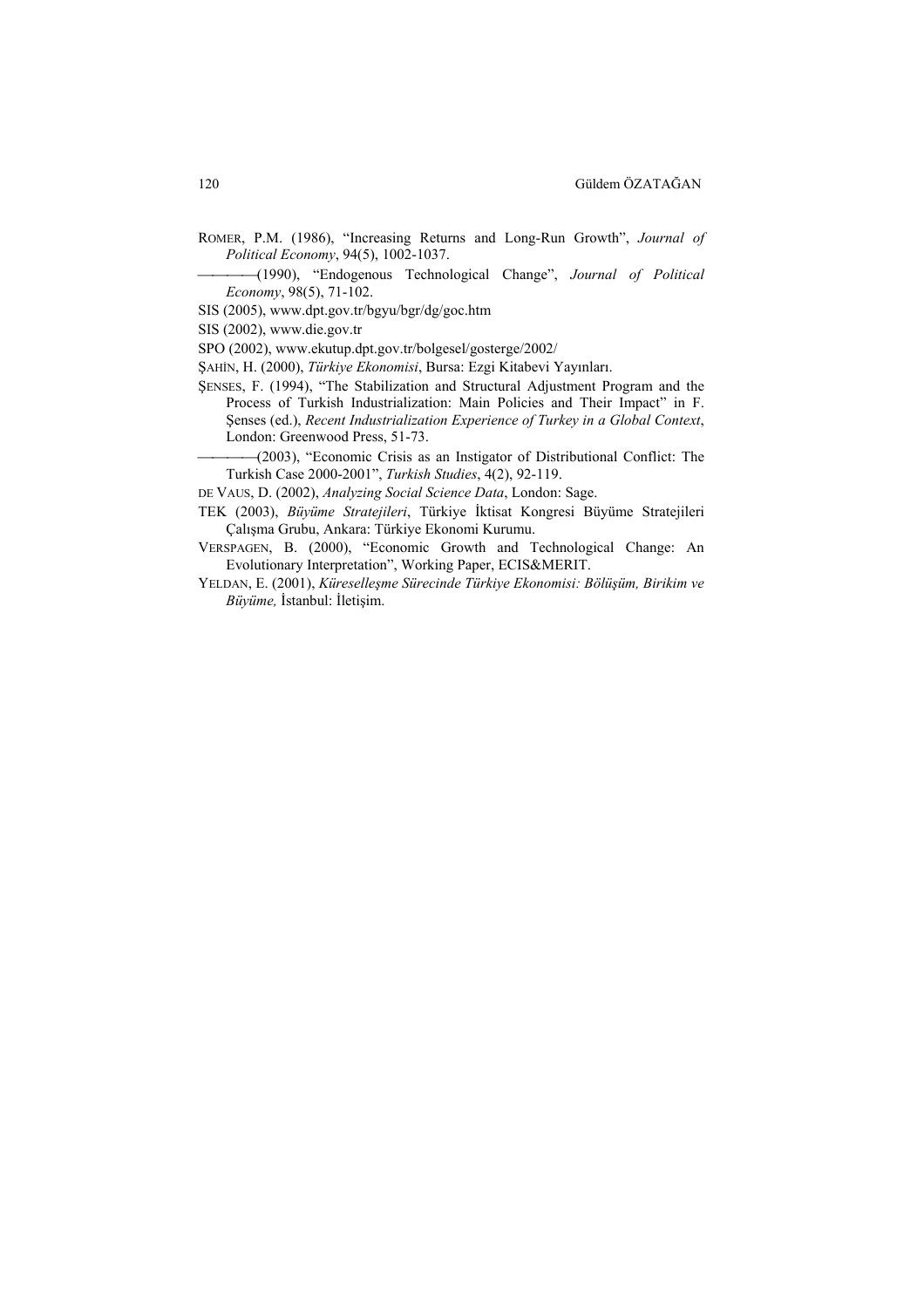ROMER, P.M. (1986), "Increasing Returns and Long-Run Growth", *Journal of Political Economy*, 94(5), 1002-1037.

———(1990), "Endogenous Technological Change", *Journal of Political Economy*, 98(5), 71-102.

SIS (2005), www.dpt.gov.tr/bgyu/bgr/dg/goc.htm

SIS (2002), www.die.gov.tr

SPO (2002), www.ekutup.dpt.gov.tr/bolgesel/gosterge/2002/

ŞAHİN, H. (2000), *Türkiye Ekonomisi*, Bursa: Ezgi Kitabevi Yayınları.

ŞENSES, F. (1994), "The Stabilization and Structural Adjustment Program and the Process of Turkish Industrialization: Main Policies and Their Impact" in F. Şenses (ed.), *Recent Industrialization Experience of Turkey in a Global Context*, London: Greenwood Press, 51-73.

———(2003), "Economic Crisis as an Instigator of Distributional Conflict: The Turkish Case 2000-2001", *Turkish Studies*, 4(2), 92-119.

DE VAUS, D. (2002), *Analyzing Social Science Data*, London: Sage.

TEK (2003), *Büyüme Stratejileri*, Türkiye İktisat Kongresi Büyüme Stratejileri Çalışma Grubu, Ankara: Türkiye Ekonomi Kurumu.

VERSPAGEN, B. (2000), "Economic Growth and Technological Change: An Evolutionary Interpretation", Working Paper, ECIS&MERIT.

YELDAN, E. (2001), *Küreselleşme Sürecinde Türkiye Ekonomisi: Bölüşüm, Birikim ve Büyüme,* İstanbul: İletişim.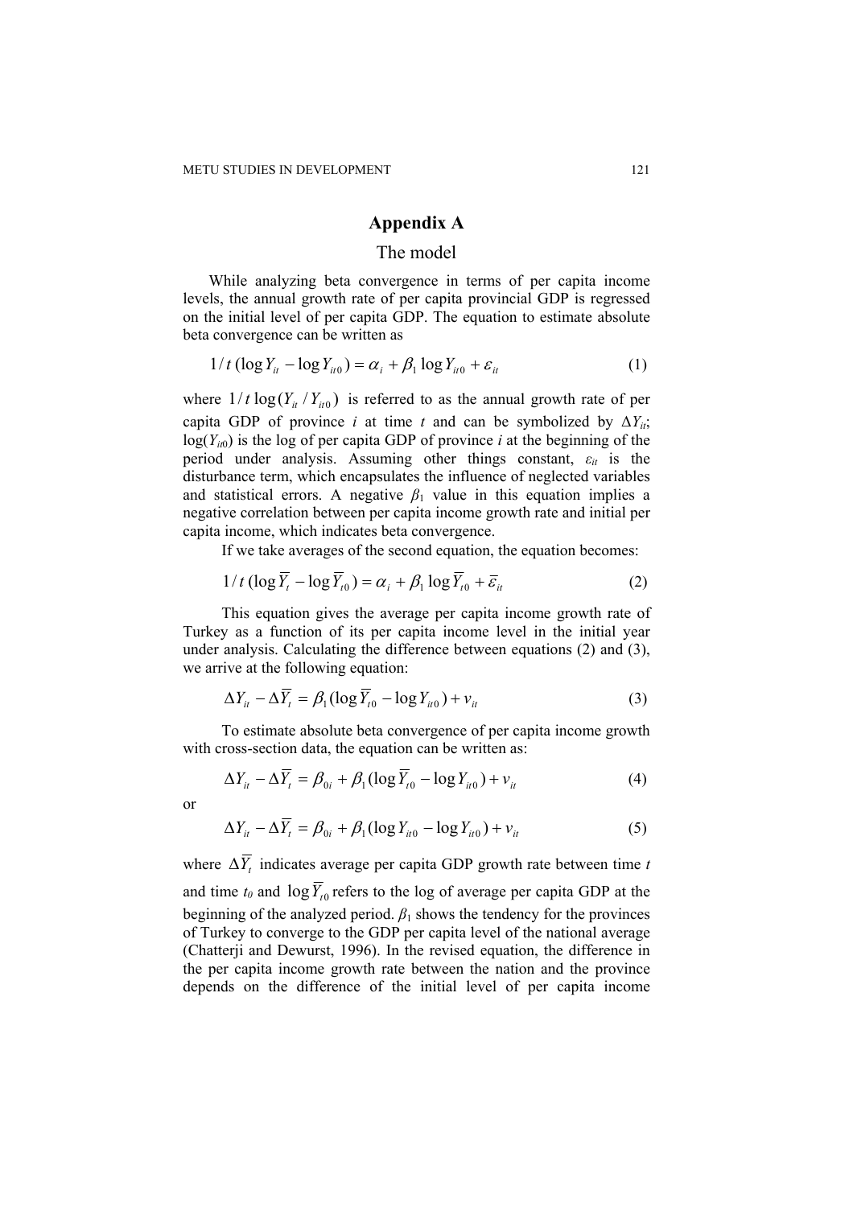# Appendix A

## The model

While analyzing beta convergence in terms of per capita income levels, the annual growth rate of per capita provincial GDP is regressed on the initial level of per capita GDP. The equation to estimate absolute beta convergence can be written as

$$1/t\,(\log Y_{it} - \log Y_{it0}) = \alpha_i + \beta_1 \log Y_{it0} + \varepsilon_{it} \tag{1}$$

where $1/t \log(Y_{it}/Y_{it0})$ is referred to as the annual growth rate of per capita GDP of province $i$ at time $t$ and can be symbolized by $\Delta Y_{it}$; $\log(Y_{it0})$ is the log of per capita GDP of province $i$ at the beginning of the period under analysis. Assuming other things constant, $\varepsilon_{it}$ is the disturbance term, which encapsulates the influence of neglected variables and statistical errors. A negative $\beta_1$ value in this equation implies a negative correlation between per capita income growth rate and initial per capita income, which indicates beta convergence.

If we take averages of the second equation, the equation becomes:

$$1/t\,(\log \overline{Y}_t - \log \overline{Y}_{t0}) = \alpha_i + \beta_1 \log \overline{Y}_{t0} + \overline{\varepsilon}_{it} \tag{2}$$

This equation gives the average per capita income growth rate of Turkey as a function of its per capita income level in the initial year under analysis. Calculating the difference between equations (2) and (3), we arrive at the following equation:

$$\Delta Y_{it} - \Delta \overline{Y}_t = \beta_1 (\log \overline{Y}_{t0} - \log Y_{it0}) + v_{it} \tag{3}$$

To estimate absolute beta convergence of per capita income growth with cross-section data, the equation can be written as:

$$\Delta Y_{it} - \Delta \overline{Y}_t = \beta_{0i} + \beta_1 (\log \overline{Y}_{t0} - \log Y_{it0}) + v_{it} \tag{4}$$

or

$$\Delta Y_{it} - \Delta \overline{Y}_t = \beta_{0i} + \beta_1 (\log Y_{it0} - \log Y_{it0}) + v_{it} \tag{5}$$

where $\Delta \overline{Y}_t$ indicates average per capita GDP growth rate between time $t$ and time $t_0$ and $\log \overline{Y}_{t0}$ refers to the log of average per capita GDP at the beginning of the analyzed period. $\beta_1$ shows the tendency for the provinces of Turkey to converge to the GDP per capita level of the national average (Chatterji and Dewurst, 1996). In the revised equation, the difference in the per capita income growth rate between the nation and the province depends on the difference of the initial level of per capita income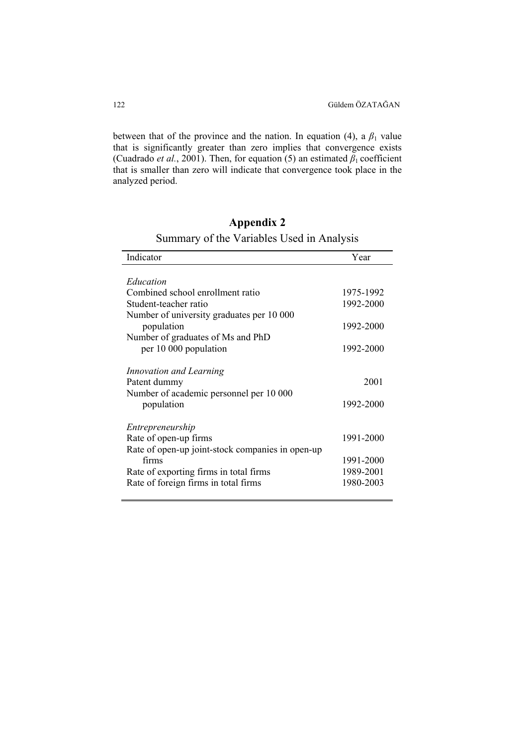between that of the province and the nation. In equation (4), a $\beta_1$ value that is significantly greater than zero implies that convergence exists (Cuadrado *et al.*, 2001). Then, for equation (5) an estimated $\beta_1$ coefficient that is smaller than zero will indicate that convergence took place in the analyzed period.

## Appendix 2

### Summary of the Variables Used in Analysis

| Indicator | Year |
|---|---|
| *Education* | |
| Combined school enrollment ratio | 1975-1992 |
| Student-teacher ratio | 1992-2000 |
| Number of university graduates per 10 000 population | 1992-2000 |
| Number of graduates of Ms and PhD per 10 000 population | 1992-2000 |
| *Innovation and Learning* | |
| Patent dummy | 2001 |
| Number of academic personnel per 10 000 population | 1992-2000 |
| *Entrepreneurship* | |
| Rate of open-up firms | 1991-2000 |
| Rate of open-up joint-stock companies in open-up firms | 1991-2000 |
| Rate of exporting firms in total firms | 1989-2001 |
| Rate of foreign firms in total firms | 1980-2003 |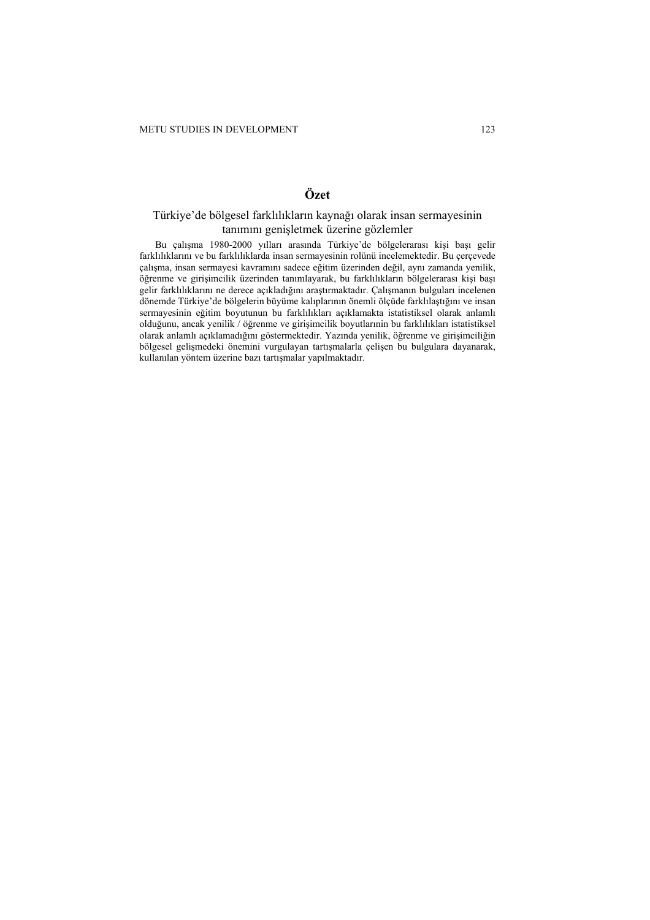## Özet

### Türkiye'de bölgesel farklılıkların kaynağı olarak insan sermayesinin tanımını genişletmek üzerine gözlemler

Bu çalışma 1980-2000 yılları arasında Türkiye'de bölgelerarası kişi başı gelir farklılıklarını ve bu farklılıklarda insan sermayesinin rolünü incelemektedir. Bu çerçevede çalışma, insan sermayesi kavramını sadece eğitim üzerinden değil, aynı zamanda yenilik, öğrenme ve girişimcilik üzerinden tanımlayarak, bu farklılıkların bölgelerarası kişi başı gelir farklılıklarını ne derece açıkladığını araştırmaktadır. Çalışmanın bulguları incelenen dönemde Türkiye'de bölgelerin büyüme kalıplarının önemli ölçüde farklılaştığını ve insan sermayesinin eğitim boyutunun bu farklılıkları açıklamakta istatistiksel olarak anlamlı olduğunu, ancak yenilik / öğrenme ve girişimcilik boyutlarının bu farklılıkları istatistiksel olarak anlamlı açıklamadığını göstermektedir. Yazında yenilik, öğrenme ve girişimciliğin bölgesel gelişmedeki önemini vurgulayan tartışmalarla çelişen bu bulgulara dayanarak, kullanılan yöntem üzerine bazı tartışmalar yapılmaktadır.